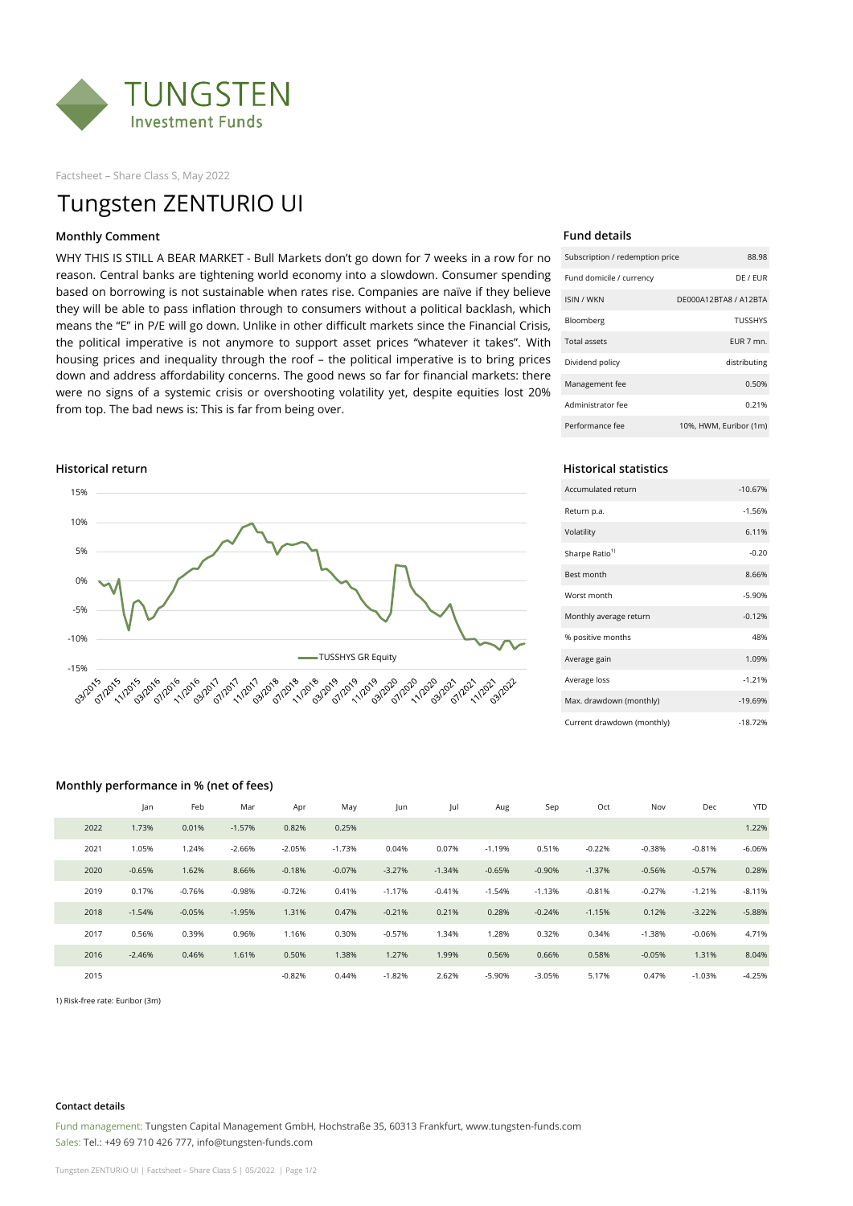# TUNGSTEN Investment Funds

Factsheet – Share Class S, May 2022

# Tungsten ZENTURIO UI

## Monthly Comment

WHY THIS IS STILL A BEAR MARKET - Bull Markets don't go down for 7 weeks in a row for no reason. Central banks are tightening world economy into a slowdown. Consumer spending based on borrowing is not sustainable when rates rise. Companies are naïve if they believe they will be able to pass inflation through to consumers without a political backlash, which means the "E" in P/E will go down. Unlike in other difficult markets since the Financial Crisis, the political imperative is not anymore to support asset prices "whatever it takes". With housing prices and inequality through the roof – the political imperative is to bring prices down and address affordability concerns. The good news so far for financial markets: there were no signs of a systemic crisis or overshooting volatility yet, despite equities lost 20% from top. The bad news is: This is far from being over.

## Fund details

| | |
|---|---|
| Subscription / redemption price | 88.98 |
| Fund domicile / currency | DE / EUR |
| ISIN / WKN | DE000A12BTA8 / A12BTA |
| Bloomberg | TUSSHYS |
| Total assets | EUR 7 mn. |
| Dividend policy | distributing |
| Management fee | 0.50% |
| Administrator fee | 0.21% |
| Performance fee | 10%, HWM, Euribor (1m) |

## Historical return

## Historical statistics

| | |
|---|---|
| Accumulated return | -10.67% |
| Return p.a. | -1.56% |
| Volatility | 6.11% |
| Sharpe Ratio[1] | -0.20 |
| Best month | 8.66% |
| Worst month | -5.90% |
| Monthly average return | -0.12% |
| % positive months | 48% |
| Average gain | 1.09% |
| Average loss | -1.21% |
| Max. drawdown (monthly) | -19.69% |
| Current drawdown (monthly) | -18.72% |

## Monthly performance in % (net of fees)

| | Jan | Feb | Mar | Apr | May | Jun | Jul | Aug | Sep | Oct | Nov | Dec | YTD |
|---|---|---|---|---|---|---|---|---|---|---|---|---|---|
| 2022 | 1.73% | 0.01% | -1.57% | 0.82% | 0.25% | | | | | | | | 1.22% |
| 2021 | 1.05% | 1.24% | -2.66% | -2.05% | -1.73% | 0.04% | 0.07% | -1.19% | 0.51% | -0.22% | -0.38% | -0.81% | -6.06% |
| 2020 | -0.65% | 1.62% | 8.66% | -0.18% | -0.07% | -3.27% | -1.34% | -0.65% | -0.90% | -1.37% | -0.56% | -0.57% | 0.28% |
| 2019 | 0.17% | -0.76% | -0.98% | -0.72% | 0.41% | -1.17% | -0.41% | -1.54% | -1.13% | -0.81% | -0.27% | -1.21% | -8.11% |
| 2018 | -1.54% | -0.05% | -1.95% | 1.31% | 0.47% | -0.21% | 0.21% | 0.28% | -0.24% | -1.15% | 0.12% | -3.22% | -5.88% |
| 2017 | 0.56% | 0.39% | 0.96% | 1.16% | 0.30% | -0.57% | 1.34% | 1.28% | 0.32% | 0.34% | -1.38% | -0.06% | 4.71% |
| 2016 | -2.46% | 0.46% | 1.61% | 0.50% | 1.38% | 1.27% | 1.99% | 0.56% | 0.66% | 0.58% | -0.05% | 1.31% | 8.04% |
| 2015 | | | | -0.82% | 0.44% | -1.82% | 2.62% | -5.90% | -3.05% | 5.17% | 0.47% | -1.03% | -4.25% |

1) Risk-free rate: Euribor (3m)

**Contact details**

Fund management: Tungsten Capital Management GmbH, Hochstraße 35, 60313 Frankfurt, www.tungsten-funds.com

Sales: Tel.: +49 69 710 426 777, info@tungsten-funds.com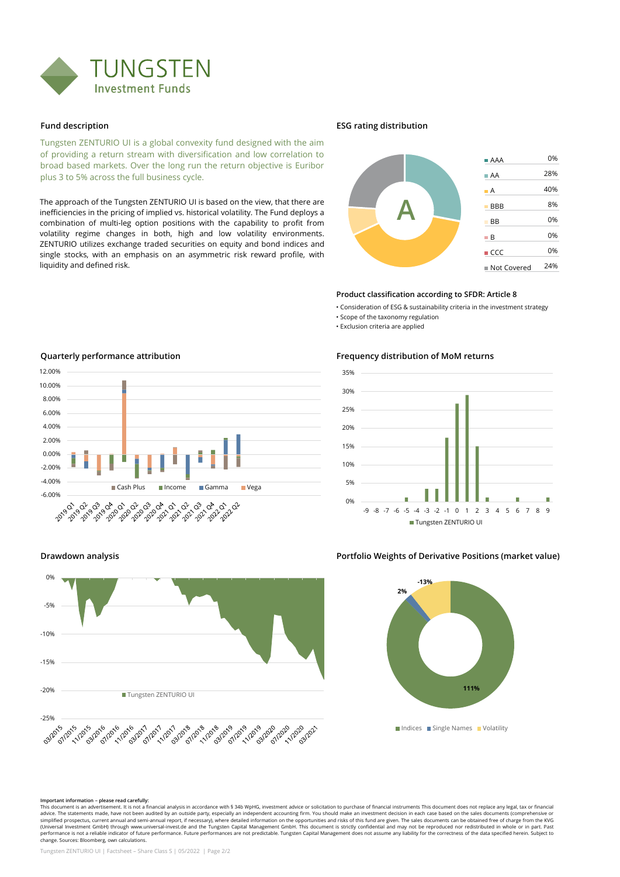## Fund description

Tungsten ZENTURIO UI is a global convexity fund designed with the aim of providing a return stream with diversification and low correlation to broad based markets. Over the long run the return objective is Euribor plus 3 to 5% across the full business cycle.

The approach of the Tungsten ZENTURIO UI is based on the view, that there are inefficiencies in the pricing of implied vs. historical volatility. The Fund deploys a combination of multi-leg option positions with the capability to profit from volatility regime changes in both, high and low volatility environments. ZENTURIO utilizes exchange traded securities on equity and bond indices and single stocks, with an emphasis on an asymmetric risk reward profile, with liquidity and defined risk.

## ESG rating distribution

A

AAA 0%
AA 28%
A 40%
BBB 8%
BB 0%
B 0%
CCC 0%
Not Covered 24%

### Product classification according to SFDR: Article 8

- Consideration of ESG & sustainability criteria in the investment strategy
- Scope of the taxonomy regulation
- Exclusion criteria are applied

## Quarterly performance attribution

12.00%
10.00%
8.00%
6.00%
4.00%
2.00%
0.00%
-2.00%
-4.00%
-6.00%

Cash Plus, Income, Gamma, Vega

2019 Q1, 2019 Q2, 2019 Q3, 2019 Q4, 2020 Q1, 2020 Q2, 2020 Q3, 2020 Q4, 2021 Q1, 2021 Q2, 2021 Q3, 2021 Q4, 2022 Q1, 2022 Q2

## Frequency distribution of MoM returns

35%
30%
25%
20%
15%
10%
5%
0%

-9 -8 -7 -6 -5 -4 -3 -2 -1 0 1 2 3 4 5 6 7 8 9

Tungsten ZENTURIO UI

## Drawdown analysis

0%
-5%
-10%
-15%
-20%
-25%

Tungsten ZENTURIO UI

03/2015, 07/2015, 11/2015, 03/2016, 07/2016, 11/2016, 03/2017, 07/2017, 11/2017, 03/2018, 07/2018, 11/2018, 03/2019, 07/2019, 11/2019, 03/2020, 07/2020, 11/2020, 03/2021

## Portfolio Weights of Derivative Positions (market value)

-13%
2%
111%

Indices, Single Names, Volatility

**Important information – please read carefully:**
This document is an advertisement. It is not a financial analysis in accordance with § 34b WpHG, investment advice or solicitation to purchase of financial instruments This document does not replace any legal, tax or financial advice. The statements made, have not been audited by an outside party, especially an independent accounting firm. You should make an investment decision in each case based on the sales documents (comprehensive or simplified prospectus, current annual and semi-annual report, if necessary), where detailed information on the opportunities and risks of this fund are given. The sales documents can be obtained free of charge from the KVG (Universal Investment GmbH) through www.universal-invest.de and the Tungsten Capital Management GmbH. This document is strictly confidential and may not be reproduced nor redistributed in whole or in part. Past performance is not a reliable indicator of future performance. Future performances are not predictable. Tungsten Capital Management does not assume any liability for the correctness of the data specified herein. Subject to change. Sources: Bloomberg, own calculations.